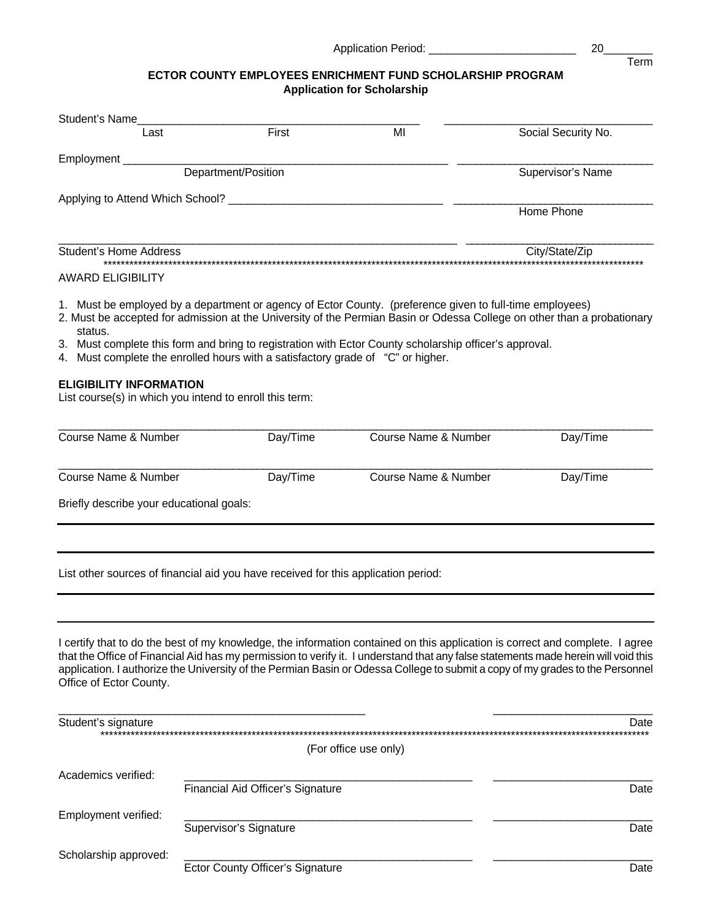Application Period: ________________________ 20________
Term

## ECTOR COUNTY EMPLOYEES ENRICHMENT FUND SCHOLARSHIP PROGRAM
### Application for Scholarship

Student's Name______________________________________________ ________________________________
Last First MI Social Security No.

Employment ___________________________________________________ ______________________________
Department/Position Supervisor's Name

Applying to Attend Which School? ___________________________________ ________________________________
Home Phone

_______________________________________________________________ _____________________________
Student's Home Address City/State/Zip

*******************************************************************************************************************************

AWARD ELIGIBILITY

1. Must be employed by a department or agency of Ector County. (preference given to full-time employees)
2. Must be accepted for admission at the University of the Permian Basin or Odessa College on other than a probationary status.
3. Must complete this form and bring to registration with Ector County scholarship officer's approval.
4. Must complete the enrolled hours with a satisfactory grade of "C" or higher.

**ELIGIBILITY INFORMATION**

List course(s) in which you intend to enroll this term:

| Course Name & Number | Day/Time | Course Name & Number | Day/Time |
|---|---|---|---|
| | | | |

| Course Name & Number | Day/Time | Course Name & Number | Day/Time |
|---|---|---|---|
| | | | |

Briefly describe your educational goals:

_______________________________________________________________________________________________

_______________________________________________________________________________________________

List other sources of financial aid you have received for this application period:

_______________________________________________________________________________________________

_______________________________________________________________________________________________

I certify that to do the best of my knowledge, the information contained on this application is correct and complete. I agree that the Office of Financial Aid has my permission to verify it. I understand that any false statements made herein will void this application. I authorize the University of the Permian Basin or Odessa College to submit a copy of my grades to the Personnel Office of Ector County.

_________________________________________________ ________________________
Student's signature Date

*******************************************************************************************************************************

(For office use only)

Academics verified: _____________________________________________ ________________________
Financial Aid Officer's Signature Date

Employment verified: _____________________________________________ ________________________
Supervisor's Signature Date

Scholarship approved: _____________________________________________ ________________________
Ector County Officer's Signature Date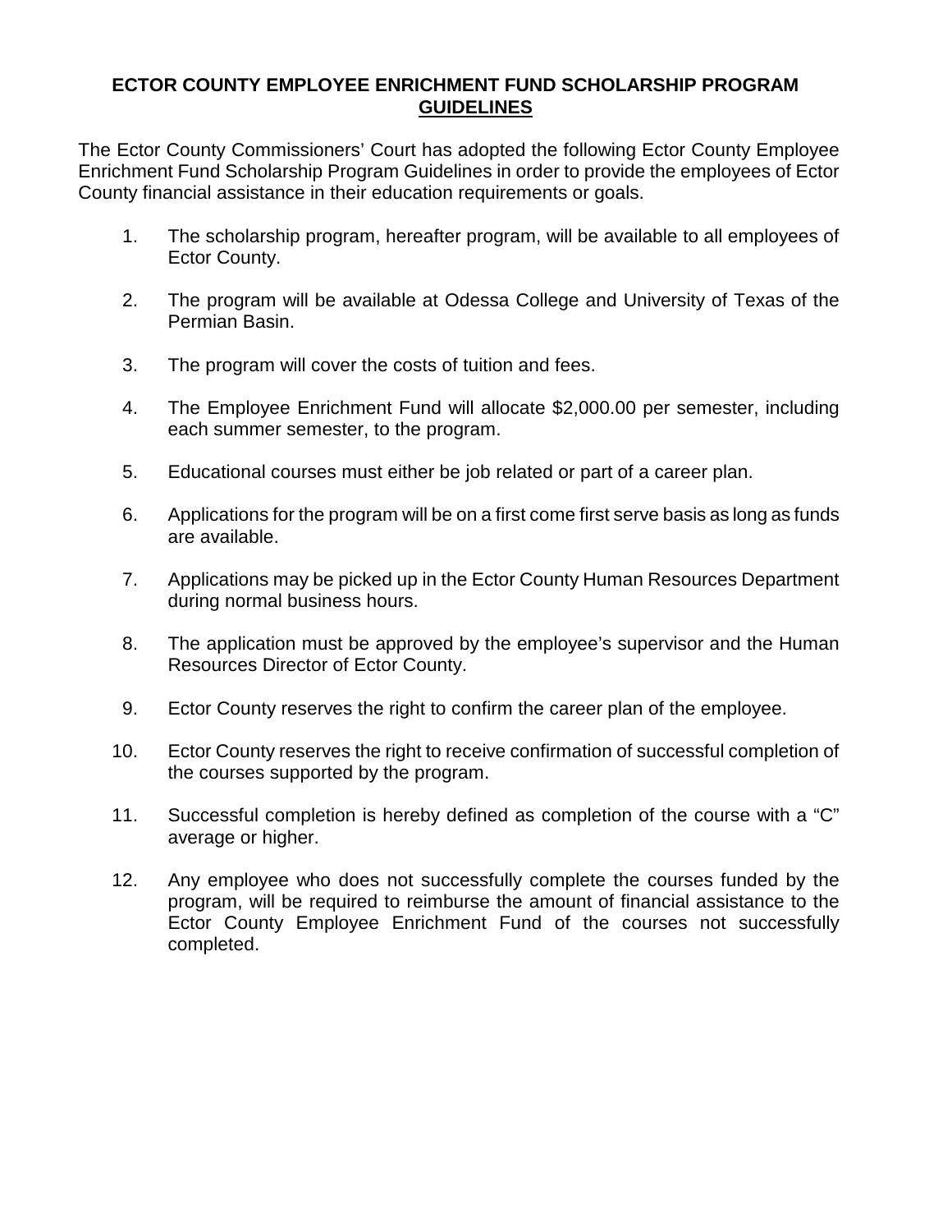# ECTOR COUNTY EMPLOYEE ENRICHMENT FUND SCHOLARSHIP PROGRAM <u>GUIDELINES</u>

The Ector County Commissioners' Court has adopted the following Ector County Employee Enrichment Fund Scholarship Program Guidelines in order to provide the employees of Ector County financial assistance in their education requirements or goals.

1. The scholarship program, hereafter program, will be available to all employees of Ector County.

2. The program will be available at Odessa College and University of Texas of the Permian Basin.

3. The program will cover the costs of tuition and fees.

4. The Employee Enrichment Fund will allocate $2,000.00 per semester, including each summer semester, to the program.

5. Educational courses must either be job related or part of a career plan.

6. Applications for the program will be on a first come first serve basis as long as funds are available.

7. Applications may be picked up in the Ector County Human Resources Department during normal business hours.

8. The application must be approved by the employee's supervisor and the Human Resources Director of Ector County.

9. Ector County reserves the right to confirm the career plan of the employee.

10. Ector County reserves the right to receive confirmation of successful completion of the courses supported by the program.

11. Successful completion is hereby defined as completion of the course with a "C" average or higher.

12. Any employee who does not successfully complete the courses funded by the program, will be required to reimburse the amount of financial assistance to the Ector County Employee Enrichment Fund of the courses not successfully completed.